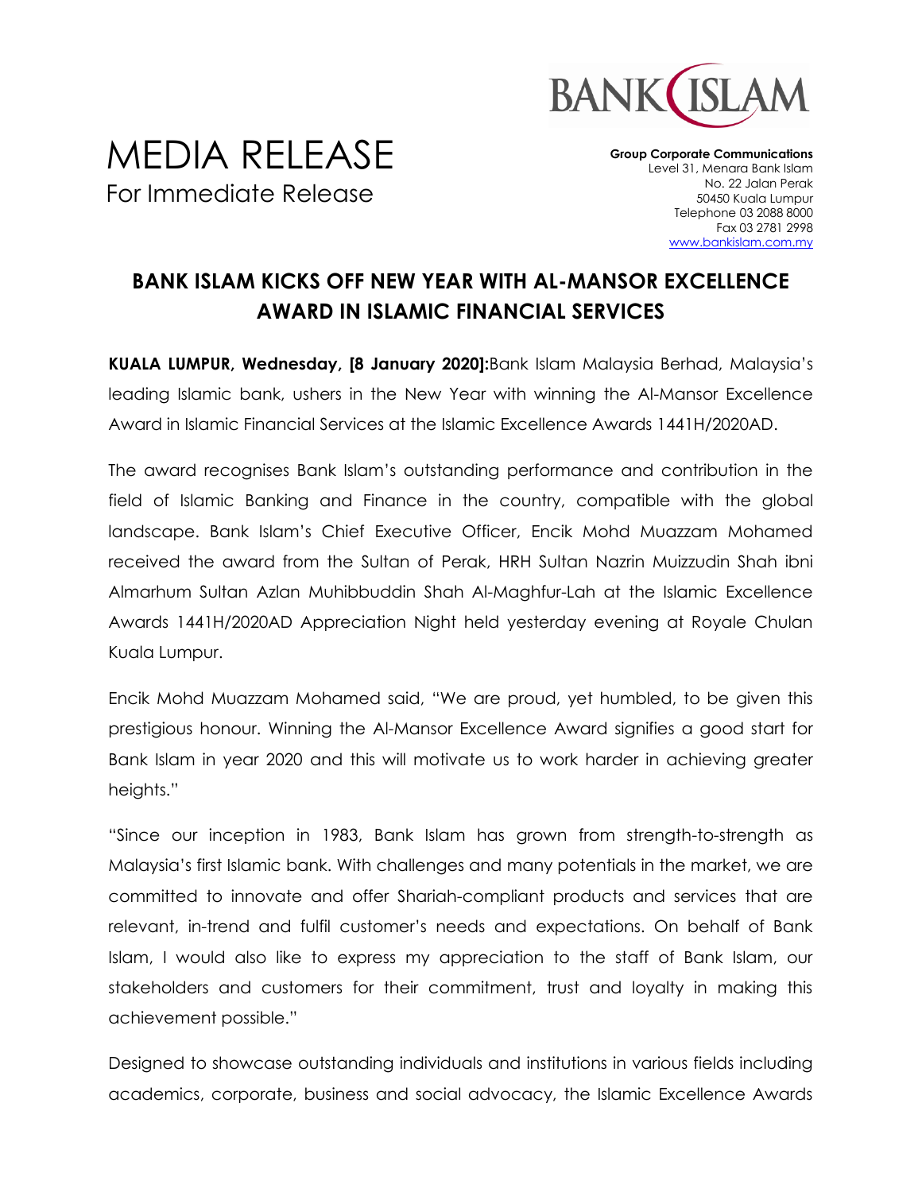# MEDIA RELEASE

For Immediate Release

**Group Corporate Communications**
Level 31, Menara Bank Islam
No. 22 Jalan Perak
50450 Kuala Lumpur
Telephone 03 2088 8000
Fax 03 2781 2998
www.bankislam.com.my

## BANK ISLAM KICKS OFF NEW YEAR WITH AL-MANSOR EXCELLENCE AWARD IN ISLAMIC FINANCIAL SERVICES

**KUALA LUMPUR, Wednesday, [8 January 2020]:**Bank Islam Malaysia Berhad, Malaysia's leading Islamic bank, ushers in the New Year with winning the Al-Mansor Excellence Award in Islamic Financial Services at the Islamic Excellence Awards 1441H/2020AD.

The award recognises Bank Islam's outstanding performance and contribution in the field of Islamic Banking and Finance in the country, compatible with the global landscape. Bank Islam's Chief Executive Officer, Encik Mohd Muazzam Mohamed received the award from the Sultan of Perak, HRH Sultan Nazrin Muizzudin Shah ibni Almarhum Sultan Azlan Muhibbuddin Shah Al-Maghfur-Lah at the Islamic Excellence Awards 1441H/2020AD Appreciation Night held yesterday evening at Royale Chulan Kuala Lumpur.

Encik Mohd Muazzam Mohamed said, "We are proud, yet humbled, to be given this prestigious honour. Winning the Al-Mansor Excellence Award signifies a good start for Bank Islam in year 2020 and this will motivate us to work harder in achieving greater heights."

"Since our inception in 1983, Bank Islam has grown from strength-to-strength as Malaysia's first Islamic bank. With challenges and many potentials in the market, we are committed to innovate and offer Shariah-compliant products and services that are relevant, in-trend and fulfil customer's needs and expectations. On behalf of Bank Islam, I would also like to express my appreciation to the staff of Bank Islam, our stakeholders and customers for their commitment, trust and loyalty in making this achievement possible."

Designed to showcase outstanding individuals and institutions in various fields including academics, corporate, business and social advocacy, the Islamic Excellence Awards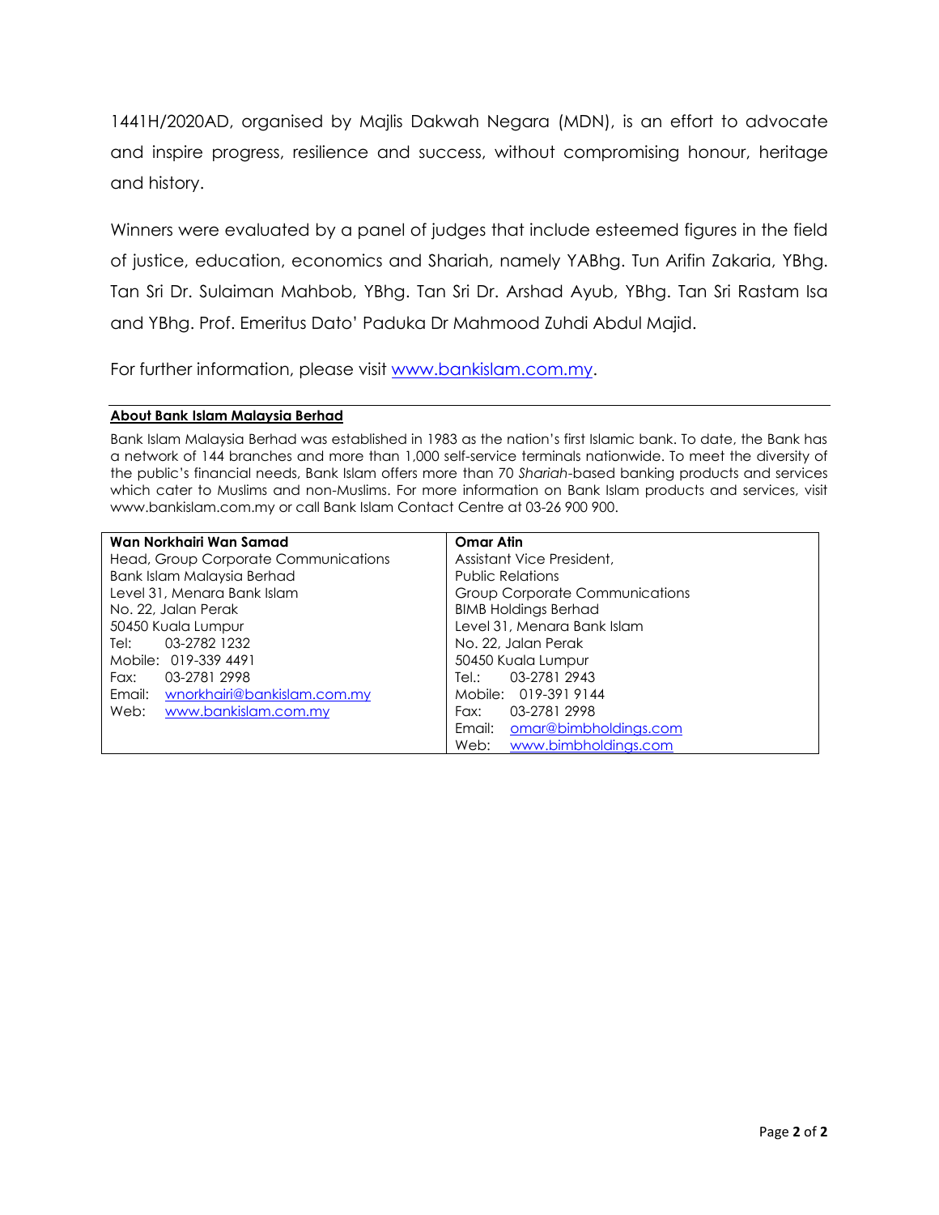1441H/2020AD, organised by Majlis Dakwah Negara (MDN), is an effort to advocate and inspire progress, resilience and success, without compromising honour, heritage and history.

Winners were evaluated by a panel of judges that include esteemed figures in the field of justice, education, economics and Shariah, namely YABhg. Tun Arifin Zakaria, YBhg. Tan Sri Dr. Sulaiman Mahbob, YBhg. Tan Sri Dr. Arshad Ayub, YBhg. Tan Sri Rastam Isa and YBhg. Prof. Emeritus Dato' Paduka Dr Mahmood Zuhdi Abdul Majid.

For further information, please visit www.bankislam.com.my.

---

**About Bank Islam Malaysia Berhad**

Bank Islam Malaysia Berhad was established in 1983 as the nation's first Islamic bank. To date, the Bank has a network of 144 branches and more than 1,000 self-service terminals nationwide. To meet the diversity of the public's financial needs, Bank Islam offers more than 70 *Shariah*-based banking products and services which cater to Muslims and non-Muslims. For more information on Bank Islam products and services, visit www.bankislam.com.my or call Bank Islam Contact Centre at 03-26 900 900.

| | |
|---|---|
| **Wan Norkhairi Wan Samad** | **Omar Atin** |
| Head, Group Corporate Communications | Assistant Vice President, |
| Bank Islam Malaysia Berhad | Public Relations |
| Level 31, Menara Bank Islam | Group Corporate Communications |
| No. 22, Jalan Perak | BIMB Holdings Berhad |
| 50450 Kuala Lumpur | Level 31, Menara Bank Islam |
| Tel: 03-2782 1232 | No. 22, Jalan Perak |
| Mobile: 019-339 4491 | 50450 Kuala Lumpur |
| Fax: 03-2781 2998 | Tel.: 03-2781 2943 |
| Email: wnorkhairi@bankislam.com.my | Mobile: 019-391 9144 |
| Web: www.bankislam.com.my | Fax: 03-2781 2998 |
| | Email: omar@bimbholdings.com |
| | Web: www.bimbholdings.com |